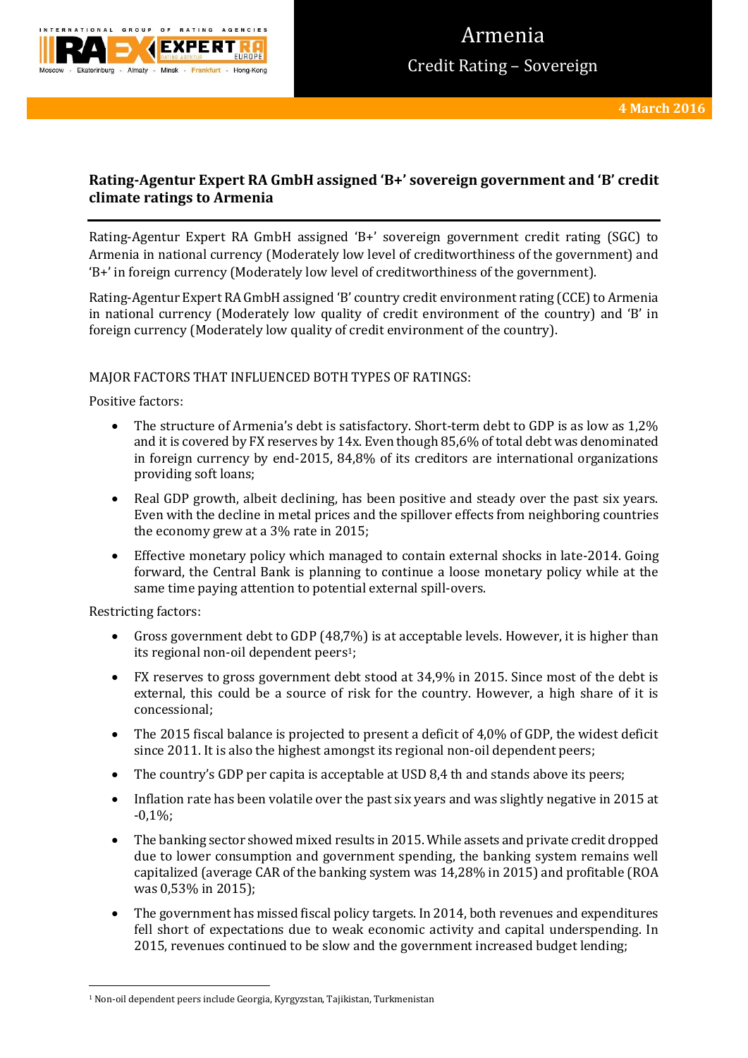# Armenia

## Credit Rating – Sovereign

**4 March 2016**

### Rating-Agentur Expert RA GmbH assigned 'B+' sovereign government and 'B' credit climate ratings to Armenia

Rating-Agentur Expert RA GmbH assigned 'B+' sovereign government credit rating (SGC) to Armenia in national currency (Moderately low level of creditworthiness of the government) and 'B+' in foreign currency (Moderately low level of creditworthiness of the government).

Rating-Agentur Expert RA GmbH assigned 'B' country credit environment rating (CCE) to Armenia in national currency (Moderately low quality of credit environment of the country) and 'B' in foreign currency (Moderately low quality of credit environment of the country).

MAJOR FACTORS THAT INFLUENCED BOTH TYPES OF RATINGS:

Positive factors:

- The structure of Armenia's debt is satisfactory. Short-term debt to GDP is as low as 1,2% and it is covered by FX reserves by 14x. Even though 85,6% of total debt was denominated in foreign currency by end-2015, 84,8% of its creditors are international organizations providing soft loans;
- Real GDP growth, albeit declining, has been positive and steady over the past six years. Even with the decline in metal prices and the spillover effects from neighboring countries the economy grew at a 3% rate in 2015;
- Effective monetary policy which managed to contain external shocks in late-2014. Going forward, the Central Bank is planning to continue a loose monetary policy while at the same time paying attention to potential external spill-overs.

Restricting factors:

- Gross government debt to GDP (48,7%) is at acceptable levels. However, it is higher than its regional non-oil dependent peers[1];
- FX reserves to gross government debt stood at 34,9% in 2015. Since most of the debt is external, this could be a source of risk for the country. However, a high share of it is concessional;
- The 2015 fiscal balance is projected to present a deficit of 4,0% of GDP, the widest deficit since 2011. It is also the highest amongst its regional non-oil dependent peers;
- The country's GDP per capita is acceptable at USD 8,4 th and stands above its peers;
- Inflation rate has been volatile over the past six years and was slightly negative in 2015 at -0,1%;
- The banking sector showed mixed results in 2015. While assets and private credit dropped due to lower consumption and government spending, the banking system remains well capitalized (average CAR of the banking system was 14,28% in 2015) and profitable (ROA was 0,53% in 2015);
- The government has missed fiscal policy targets. In 2014, both revenues and expenditures fell short of expectations due to weak economic activity and capital underspending. In 2015, revenues continued to be slow and the government increased budget lending;

[1] Non-oil dependent peers include Georgia, Kyrgyzstan, Tajikistan, Turkmenistan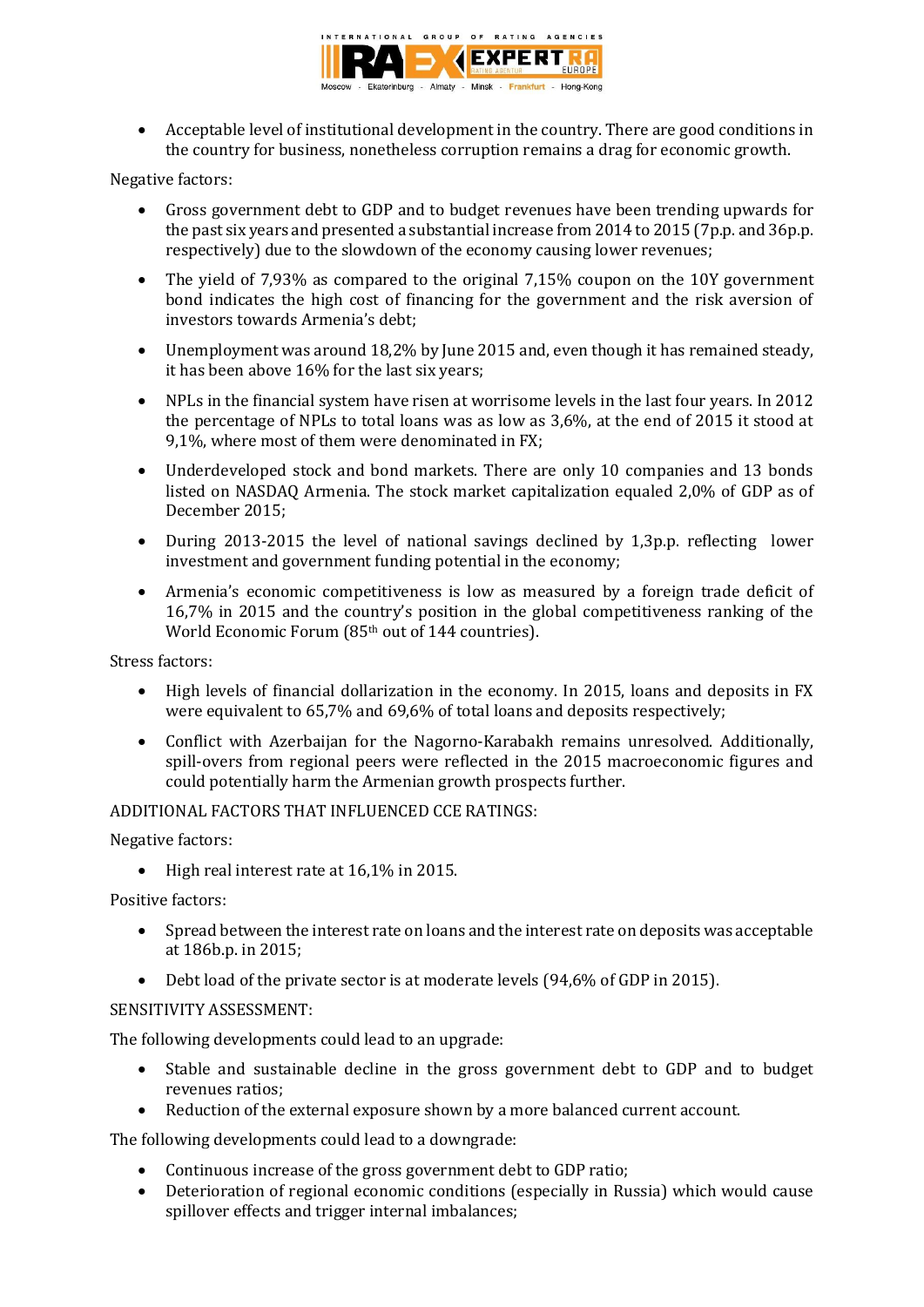- Acceptable level of institutional development in the country. There are good conditions in the country for business, nonetheless corruption remains a drag for economic growth.

Negative factors:

- Gross government debt to GDP and to budget revenues have been trending upwards for the past six years and presented a substantial increase from 2014 to 2015 (7p.p. and 36p.p. respectively) due to the slowdown of the economy causing lower revenues;
- The yield of 7,93% as compared to the original 7,15% coupon on the 10Y government bond indicates the high cost of financing for the government and the risk aversion of investors towards Armenia's debt;
- Unemployment was around 18,2% by June 2015 and, even though it has remained steady, it has been above 16% for the last six years;
- NPLs in the financial system have risen at worrisome levels in the last four years. In 2012 the percentage of NPLs to total loans was as low as 3,6%, at the end of 2015 it stood at 9,1%, where most of them were denominated in FX;
- Underdeveloped stock and bond markets. There are only 10 companies and 13 bonds listed on NASDAQ Armenia. The stock market capitalization equaled 2,0% of GDP as of December 2015;
- During 2013-2015 the level of national savings declined by 1,3p.p. reflecting lower investment and government funding potential in the economy;
- Armenia's economic competitiveness is low as measured by a foreign trade deficit of 16,7% in 2015 and the country's position in the global competitiveness ranking of the World Economic Forum (85th out of 144 countries).

Stress factors:

- High levels of financial dollarization in the economy. In 2015, loans and deposits in FX were equivalent to 65,7% and 69,6% of total loans and deposits respectively;
- Conflict with Azerbaijan for the Nagorno-Karabakh remains unresolved. Additionally, spill-overs from regional peers were reflected in the 2015 macroeconomic figures and could potentially harm the Armenian growth prospects further.

ADDITIONAL FACTORS THAT INFLUENCED CCE RATINGS:

Negative factors:

- High real interest rate at 16,1% in 2015.

Positive factors:

- Spread between the interest rate on loans and the interest rate on deposits was acceptable at 186b.p. in 2015;
- Debt load of the private sector is at moderate levels (94,6% of GDP in 2015).

SENSITIVITY ASSESSMENT:

The following developments could lead to an upgrade:

- Stable and sustainable decline in the gross government debt to GDP and to budget revenues ratios;
- Reduction of the external exposure shown by a more balanced current account.

The following developments could lead to a downgrade:

- Continuous increase of the gross government debt to GDP ratio;
- Deterioration of regional economic conditions (especially in Russia) which would cause spillover effects and trigger internal imbalances;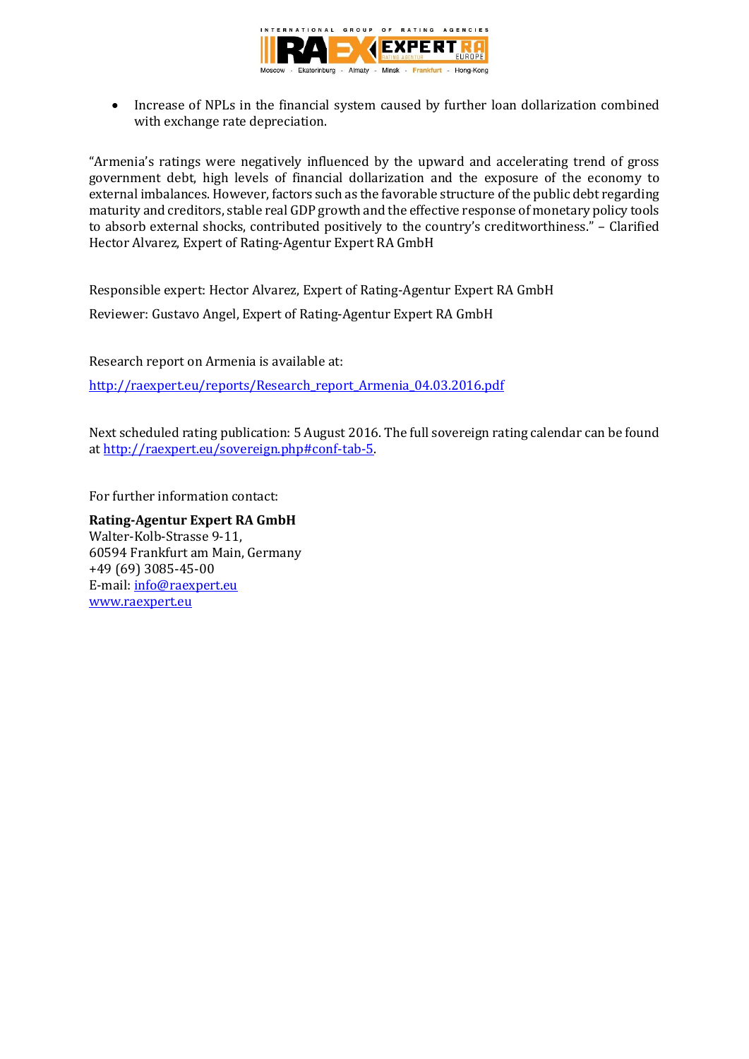- Increase of NPLs in the financial system caused by further loan dollarization combined with exchange rate depreciation.

"Armenia's ratings were negatively influenced by the upward and accelerating trend of gross government debt, high levels of financial dollarization and the exposure of the economy to external imbalances. However, factors such as the favorable structure of the public debt regarding maturity and creditors, stable real GDP growth and the effective response of monetary policy tools to absorb external shocks, contributed positively to the country's creditworthiness." – Clarified Hector Alvarez, Expert of Rating-Agentur Expert RA GmbH

Responsible expert: Hector Alvarez, Expert of Rating-Agentur Expert RA GmbH

Reviewer: Gustavo Angel, Expert of Rating-Agentur Expert RA GmbH

Research report on Armenia is available at:

[http://raexpert.eu/reports/Research_report_Armenia_04.03.2016.pdf](http://raexpert.eu/reports/Research_report_Armenia_04.03.2016.pdf)

Next scheduled rating publication: 5 August 2016. The full sovereign rating calendar can be found at [http://raexpert.eu/sovereign.php#conf-tab-5](http://raexpert.eu/sovereign.php#conf-tab-5).

For further information contact:

**Rating-Agentur Expert RA GmbH**
Walter-Kolb-Strasse 9-11,
60594 Frankfurt am Main, Germany
+49 (69) 3085-45-00
E-mail: [info@raexpert.eu](mailto:info@raexpert.eu)
[www.raexpert.eu](http://www.raexpert.eu)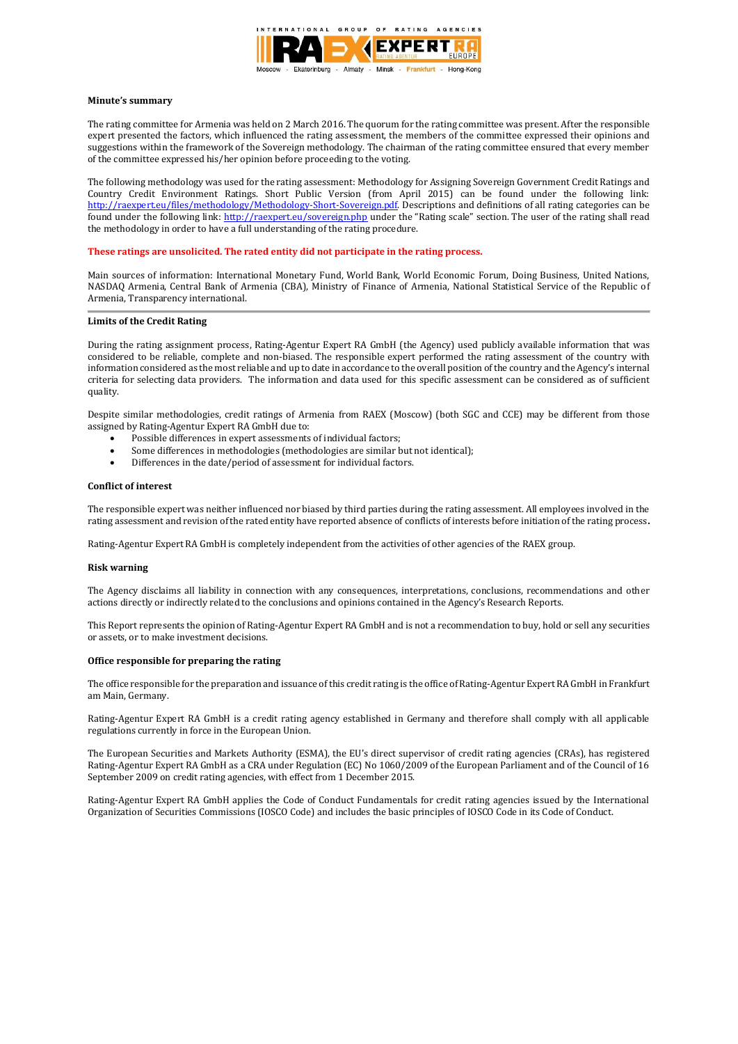**Minute's summary**

The rating committee for Armenia was held on 2 March 2016. The quorum for the rating committee was present. After the responsible expert presented the factors, which influenced the rating assessment, the members of the committee expressed their opinions and suggestions within the framework of the Sovereign methodology. The chairman of the rating committee ensured that every member of the committee expressed his/her opinion before proceeding to the voting.

The following methodology was used for the rating assessment: Methodology for Assigning Sovereign Government Credit Ratings and Country Credit Environment Ratings. Short Public Version (from April 2015) can be found under the following link: http://raexpert.eu/files/methodology/Methodology-Short-Sovereign.pdf. Descriptions and definitions of all rating categories can be found under the following link: http://raexpert.eu/sovereign.php under the "Rating scale" section. The user of the rating shall read the methodology in order to have a full understanding of the rating procedure.

**These ratings are unsolicited. The rated entity did not participate in the rating process.**

Main sources of information: International Monetary Fund, World Bank, World Economic Forum, Doing Business, United Nations, NASDAQ Armenia, Central Bank of Armenia (CBA), Ministry of Finance of Armenia, National Statistical Service of the Republic of Armenia, Transparency international.

**Limits of the Credit Rating**

During the rating assignment process, Rating-Agentur Expert RA GmbH (the Agency) used publicly available information that was considered to be reliable, complete and non-biased. The responsible expert performed the rating assessment of the country with information considered as the most reliable and up to date in accordance to the overall position of the country and the Agency's internal criteria for selecting data providers. The information and data used for this specific assessment can be considered as of sufficient quality.

Despite similar methodologies, credit ratings of Armenia from RAEX (Moscow) (both SGC and CCE) may be different from those assigned by Rating-Agentur Expert RA GmbH due to:

- Possible differences in expert assessments of individual factors;
- Some differences in methodologies (methodologies are similar but not identical);
- Differences in the date/period of assessment for individual factors.

**Conflict of interest**

The responsible expert was neither influenced nor biased by third parties during the rating assessment. All employees involved in the rating assessment and revision of the rated entity have reported absence of conflicts of interests before initiation of the rating process.

Rating-Agentur Expert RA GmbH is completely independent from the activities of other agencies of the RAEX group.

**Risk warning**

The Agency disclaims all liability in connection with any consequences, interpretations, conclusions, recommendations and other actions directly or indirectly related to the conclusions and opinions contained in the Agency's Research Reports.

This Report represents the opinion of Rating-Agentur Expert RA GmbH and is not a recommendation to buy, hold or sell any securities or assets, or to make investment decisions.

**Office responsible for preparing the rating**

The office responsible for the preparation and issuance of this credit rating is the office of Rating-Agentur Expert RA GmbH in Frankfurt am Main, Germany.

Rating-Agentur Expert RA GmbH is a credit rating agency established in Germany and therefore shall comply with all applicable regulations currently in force in the European Union.

The European Securities and Markets Authority (ESMA), the EU's direct supervisor of credit rating agencies (CRAs), has registered Rating-Agentur Expert RA GmbH as a CRA under Regulation (EC) No 1060/2009 of the European Parliament and of the Council of 16 September 2009 on credit rating agencies, with effect from 1 December 2015.

Rating-Agentur Expert RA GmbH applies the Code of Conduct Fundamentals for credit rating agencies issued by the International Organization of Securities Commissions (IOSCO Code) and includes the basic principles of IOSCO Code in its Code of Conduct.